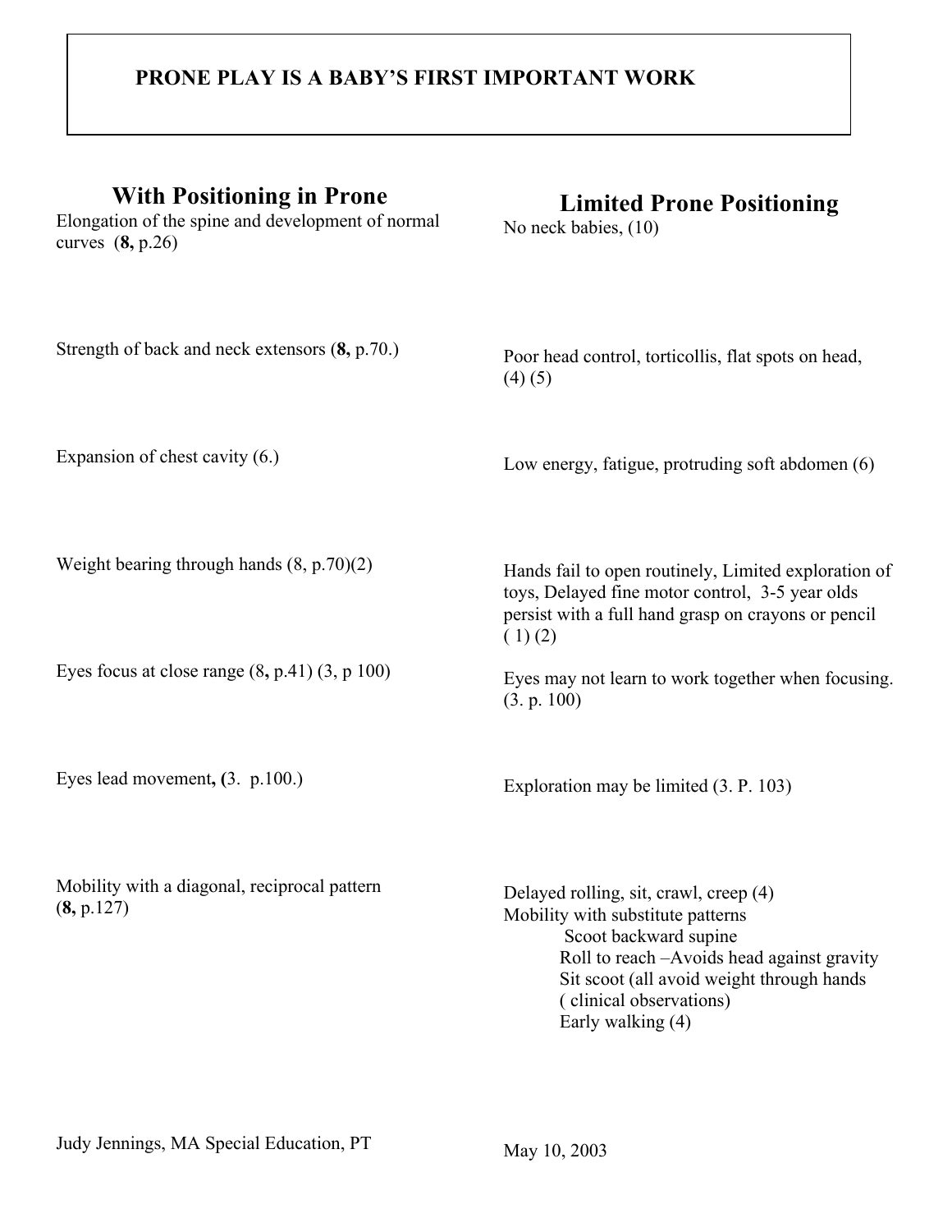# PRONE PLAY IS A BABY'S FIRST IMPORTANT WORK

| With Positioning in Prone | Limited Prone Positioning |
| --- | --- |
| Elongation of the spine and development of normal curves (**8,** p.26) | No neck babies, (10) |
| Strength of back and neck extensors (**8,** p.70.) | Poor head control, torticollis, flat spots on head, (4) (5) |
| Expansion of chest cavity (6.) | Low energy, fatigue, protruding soft abdomen (6) |
| Weight bearing through hands (8, p.70)(2) | Hands fail to open routinely, Limited exploration of toys, Delayed fine motor control, 3-5 year olds persist with a full hand grasp on crayons or pencil ( 1) (2) |
| Eyes focus at close range (8**,** p.41) (3, p 100) | Eyes may not learn to work together when focusing. (3. p. 100) |
| Eyes lead movement**, (**3. p.100.) | Exploration may be limited (3. P. 103) |
| Mobility with a diagonal, reciprocal pattern (**8,** p.127) | Delayed rolling, sit, crawl, creep (4)<br>Mobility with substitute patterns<br>Scoot backward supine<br>Roll to reach –Avoids head against gravity<br>Sit scoot (all avoid weight through hands ( clinical observations)<br>Early walking (4) |

Judy Jennings, MA Special Education, PT

May 10, 2003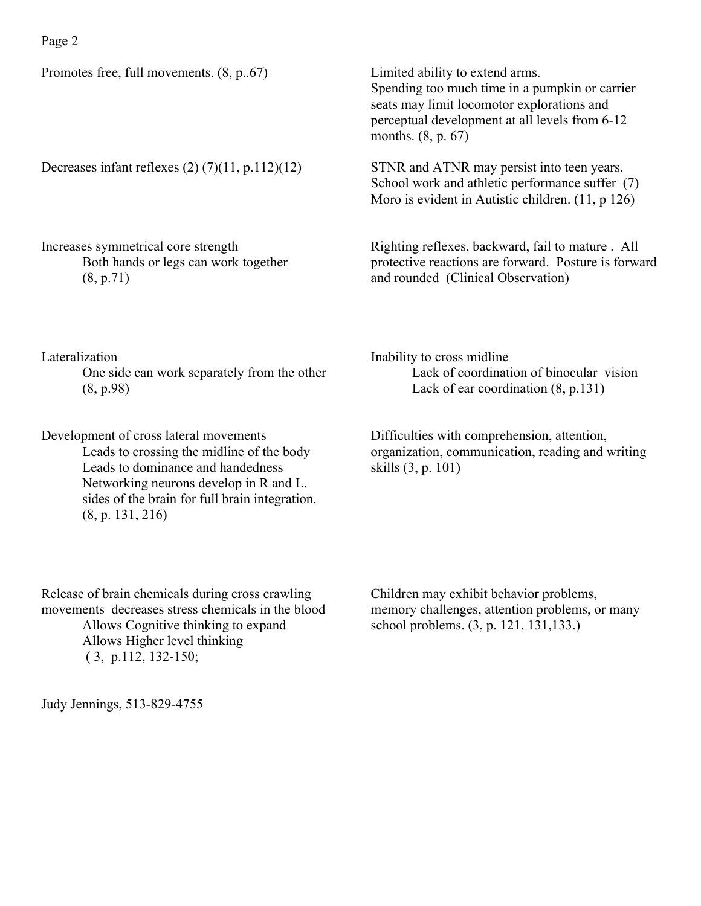| | |
|---|---|
| Promotes free, full movements. (8, p..67) | Limited ability to extend arms.<br>Spending too much time in a pumpkin or carrier seats may limit locomotor explorations and perceptual development at all levels from 6-12 months. (8, p. 67) |
| Decreases infant reflexes (2) (7)(11, p.112)(12) | STNR and ATNR may persist into teen years. School work and athletic performance suffer (7)<br>Moro is evident in Autistic children. (11, p 126) |
| Increases symmetrical core strength<br>Both hands or legs can work together (8, p.71) | Righting reflexes, backward, fail to mature . All protective reactions are forward. Posture is forward and rounded (Clinical Observation) |
| Lateralization<br>One side can work separately from the other (8, p.98) | Inability to cross midline<br>Lack of coordination of binocular vision<br>Lack of ear coordination (8, p.131) |
| Development of cross lateral movements<br>Leads to crossing the midline of the body<br>Leads to dominance and handedness<br>Networking neurons develop in R and L. sides of the brain for full brain integration. (8, p. 131, 216) | Difficulties with comprehension, attention, organization, communication, reading and writing skills (3, p. 101) |
| Release of brain chemicals during cross crawling movements decreases stress chemicals in the blood<br>Allows Cognitive thinking to expand<br>Allows Higher level thinking<br>( 3, p.112, 132-150; | Children may exhibit behavior problems, memory challenges, attention problems, or many school problems. (3, p. 121, 131,133.) |

Judy Jennings, 513-829-4755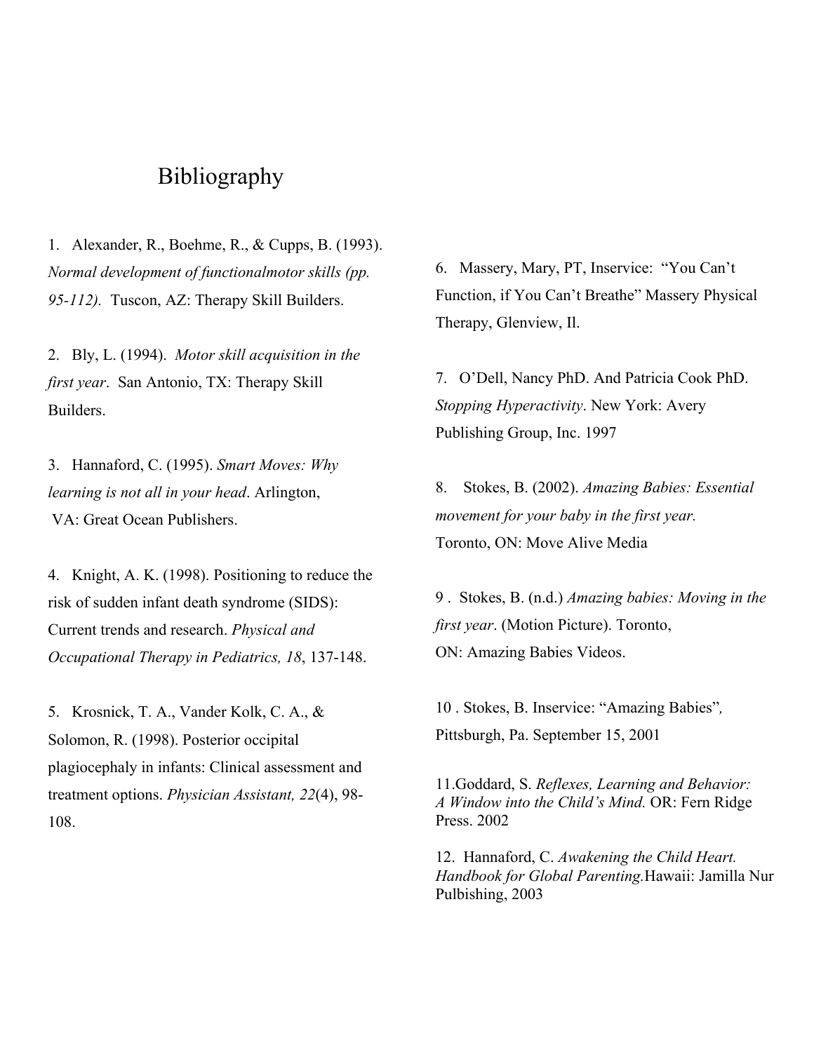# Bibliography

1. Alexander, R., Boehme, R., & Cupps, B. (1993). *Normal development of functionalmotor skills (pp. 95-112).* Tuscon, AZ: Therapy Skill Builders.

2. Bly, L. (1994). *Motor skill acquisition in the first year*. San Antonio, TX: Therapy Skill Builders.

3. Hannaford, C. (1995). *Smart Moves: Why learning is not all in your head*. Arlington, VA: Great Ocean Publishers.

4. Knight, A. K. (1998). Positioning to reduce the risk of sudden infant death syndrome (SIDS): Current trends and research. *Physical and Occupational Therapy in Pediatrics, 18*, 137-148.

5. Krosnick, T. A., Vander Kolk, C. A., & Solomon, R. (1998). Posterior occipital plagiocephaly in infants: Clinical assessment and treatment options. *Physician Assistant, 22*(4), 98-108.

6. Massery, Mary, PT, Inservice: "You Can't Function, if You Can't Breathe" Massery Physical Therapy, Glenview, Il.

7. O'Dell, Nancy PhD. And Patricia Cook PhD. *Stopping Hyperactivity*. New York: Avery Publishing Group, Inc. 1997

8. Stokes, B. (2002). *Amazing Babies: Essential movement for your baby in the first year.* Toronto, ON: Move Alive Media

9. Stokes, B. (n.d.) *Amazing babies: Moving in the first year*. (Motion Picture). Toronto, ON: Amazing Babies Videos.

10. Stokes, B. Inservice: "Amazing Babies", Pittsburgh, Pa. September 15, 2001

11. Goddard, S. *Reflexes, Learning and Behavior: A Window into the Child's Mind.* OR: Fern Ridge Press. 2002

12. Hannaford, C. *Awakening the Child Heart. Handbook for Global Parenting.* Hawaii: Jamilla Nur Pulbishing, 2003